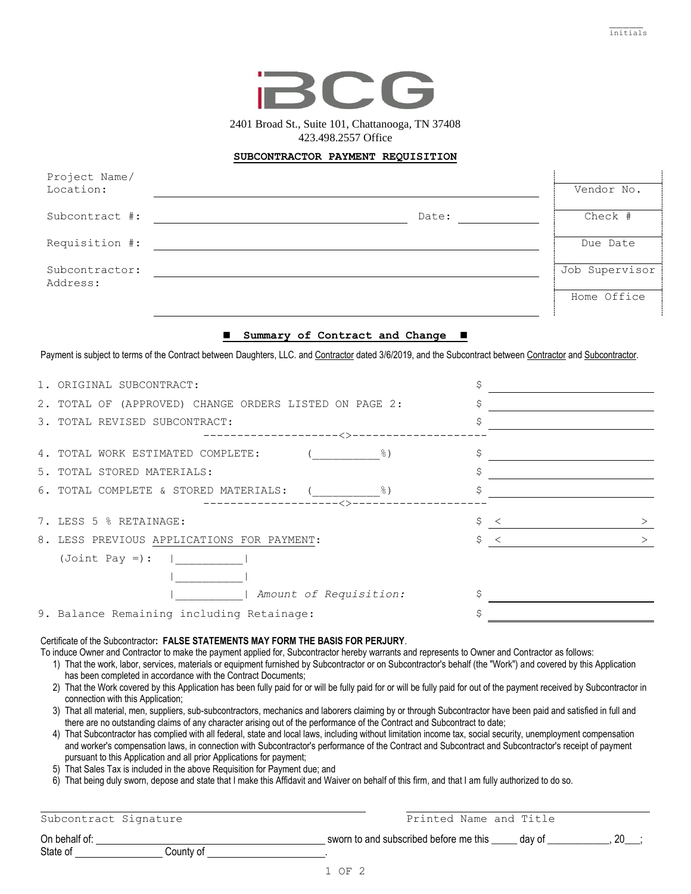initials

BCG

2401 Broad St., Suite 101, Chattanooga, TN 37408
423.498.2557 Office

**SUBCONTRACTOR PAYMENT REQUISITION**

| | | |
|---|---|---|
| Project Name/ Location: | ______________________________ | Vendor No. |
| Subcontract #: | ______________________ Date: __________ | Check # |
| Requisition #: | ______________________________ | Due Date |
| Subcontractor: Address: | ______________________________ | Job Supervisor |
| | ______________________________ | Home Office |

## ■ Summary of Contract and Change ■

Payment is subject to terms of the Contract between Daughters, LLC. and Contractor dated 3/6/2019, and the Subcontract between Contractor and Subcontractor.

| | | |
|---|---|---|
| 1. ORIGINAL SUBCONTRACT: | | $ __________ |
| 2. TOTAL OF (APPROVED) CHANGE ORDERS LISTED ON PAGE 2: | | $ __________ |
| 3. TOTAL REVISED SUBCONTRACT: | | $ __________ |
| 4. TOTAL WORK ESTIMATED COMPLETE: | (__________%) | $ __________ |
| 5. TOTAL STORED MATERIALS: | | $ __________ |
| 6. TOTAL COMPLETE & STORED MATERIALS: | (__________%) | $ __________ |
| 7. LESS 5 % RETAINAGE: | | $ < __________ > |
| 8. LESS PREVIOUS APPLICATIONS FOR PAYMENT: | | $ < __________ > |
| (Joint Pay =): \|__________\| | | |
| \|__________\| | | |
| \|__________\| | *Amount of Requisition:* | $ __________ |
| 9. Balance Remaining including Retainage: | | $ __________ |

Certificate of the Subcontractor**: FALSE STATEMENTS MAY FORM THE BASIS FOR PERJURY**.

To induce Owner and Contractor to make the payment applied for, Subcontractor hereby warrants and represents to Owner and Contractor as follows:

1) That the work, labor, services, materials or equipment furnished by Subcontractor or on Subcontractor's behalf (the "Work") and covered by this Application has been completed in accordance with the Contract Documents;
2) That the Work covered by this Application has been fully paid for or will be fully paid for or will be fully paid for out of the payment received by Subcontractor in connection with this Application;
3) That all material, men, suppliers, sub-subcontractors, mechanics and laborers claiming by or through Subcontractor have been paid and satisfied in full and there are no outstanding claims of any character arising out of the performance of the Contract and Subcontract to date;
4) That Subcontractor has complied with all federal, state and local laws, including without limitation income tax, social security, unemployment compensation and worker's compensation laws, in connection with Subcontractor's performance of the Contract and Subcontract and Subcontractor's receipt of payment pursuant to this Application and all prior Applications for payment;
5) That Sales Tax is included in the above Requisition for Payment due; and
6) That being duly sworn, depose and state that I make this Affidavit and Waiver on behalf of this firm, and that I am fully authorized to do so.

______________________________ ______________________________
Subcontract Signature Printed Name and Title

On behalf of: ______________________________ sworn to and subscribed before me this _____ day of ____________, 20___;
State of ______________ County of ____________________.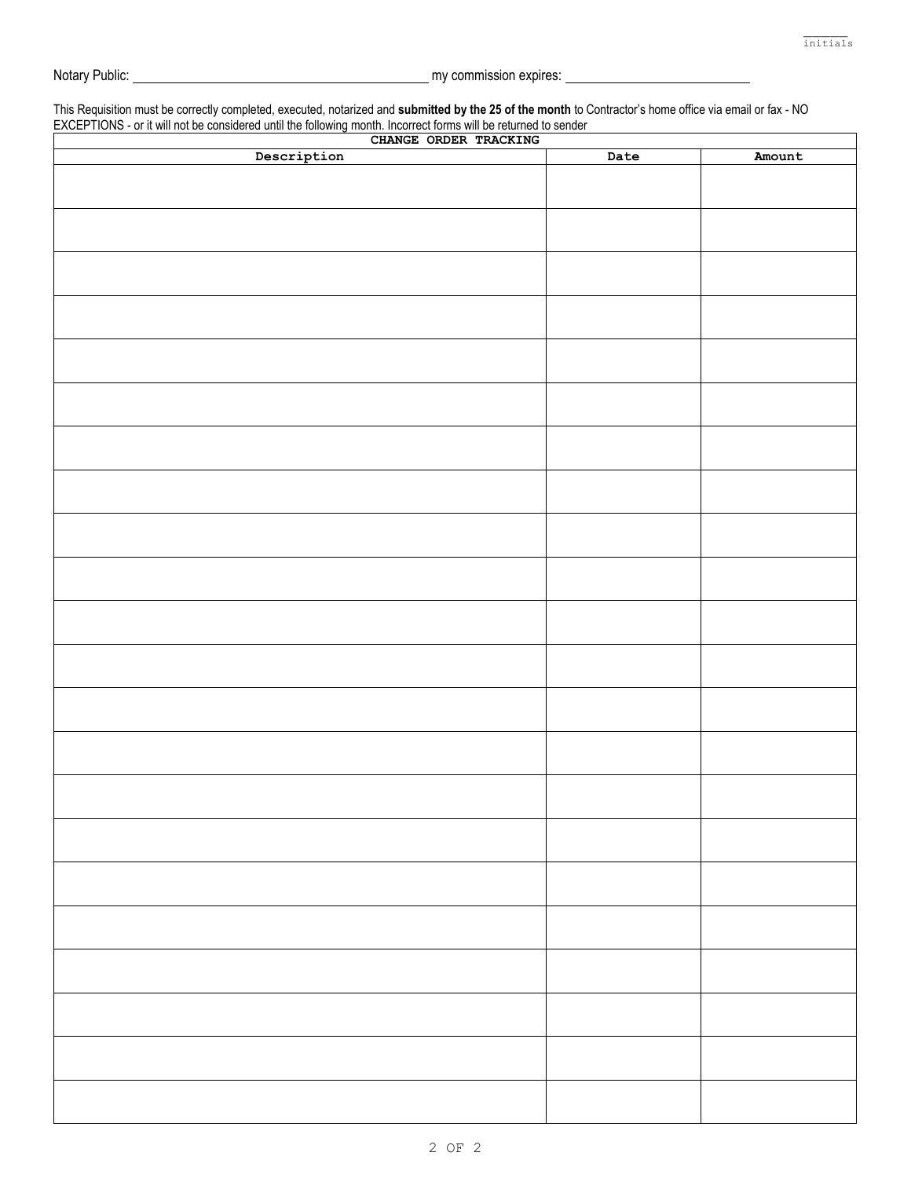_______
initials

Notary Public: ________________________________ my commission expires: ______________________

This Requisition must be correctly completed, executed, notarized and **submitted by the 25 of the month** to Contractor's home office via email or fax - NO EXCEPTIONS - or it will not be considered until the following month. Incorrect forms will be returned to sender

| CHANGE ORDER TRACKING | | |
|---|---|---|
| Description | Date | Amount |
| | | |
| | | |
| | | |
| | | |
| | | |
| | | |
| | | |
| | | |
| | | |
| | | |
| | | |
| | | |
| | | |
| | | |
| | | |
| | | |
| | | |
| | | |
| | | |
| | | |
| | | |
| | | |